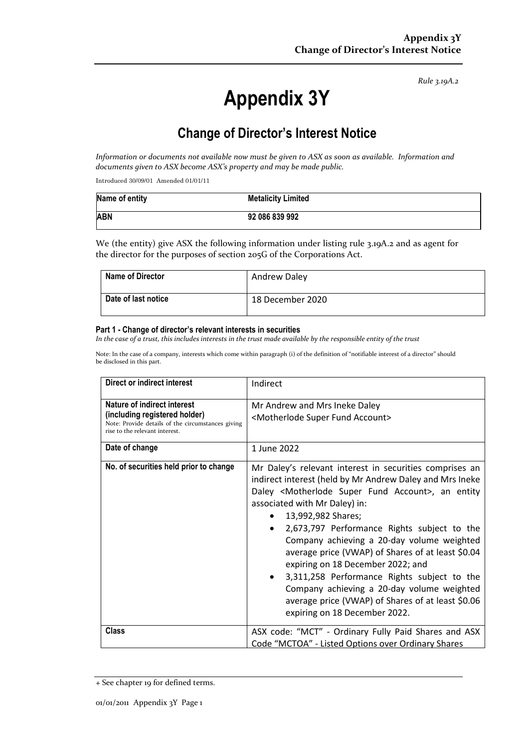*Rule 3.19A.2*

# Appendix 3Y

## Change of Director's Interest Notice

*Information or documents not available now must be given to ASX as soon as available. Information and documents given to ASX become ASX's property and may be made public.*

Introduced 30/09/01 Amended 01/01/11

| Name of entity | Metalicity Limited |
|---|---|
| **ABN** | **92 086 839 992** |

We (the entity) give ASX the following information under listing rule 3.19A.2 and as agent for the director for the purposes of section 205G of the Corporations Act.

| Name of Director | Andrew Daley |
|---|---|
| **Date of last notice** | 18 December 2020 |

#### Part 1 - Change of director's relevant interests in securities

*In the case of a trust, this includes interests in the trust made available by the responsible entity of the trust*

Note: In the case of a company, interests which come within paragraph (i) of the definition of "notifiable interest of a director" should be disclosed in this part.

| Direct or indirect interest | Indirect |
|---|---|
| **Nature of indirect interest (including registered holder)**<br>Note: Provide details of the circumstances giving rise to the relevant interest. | Mr Andrew and Mrs Ineke Daley <Motherlode Super Fund Account> |
| **Date of change** | 1 June 2022 |
| **No. of securities held prior to change** | Mr Daley's relevant interest in securities comprises an indirect interest (held by Mr Andrew Daley and Mrs Ineke Daley <Motherlode Super Fund Account>, an entity associated with Mr Daley) in:<br>• 13,992,982 Shares;<br>• 2,673,797 Performance Rights subject to the Company achieving a 20-day volume weighted average price (VWAP) of Shares of at least $0.04 expiring on 18 December 2022; and<br>• 3,311,258 Performance Rights subject to the Company achieving a 20-day volume weighted average price (VWAP) of Shares of at least $0.06 expiring on 18 December 2022. |
| **Class** | ASX code: "MCT" - Ordinary Fully Paid Shares and ASX Code "MCTOA" - Listed Options over Ordinary Shares |

+ See chapter 19 for defined terms.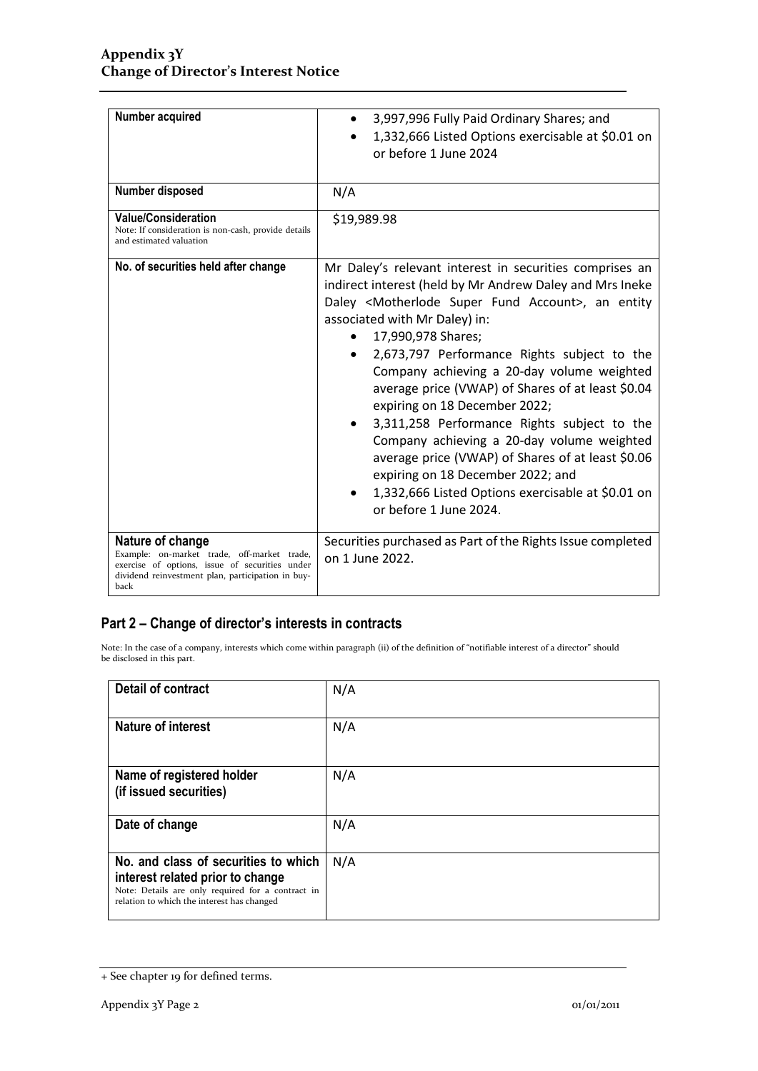| | |
|---|---|
| **Number acquired** | • 3,997,996 Fully Paid Ordinary Shares; and<br>• 1,332,666 Listed Options exercisable at $0.01 on or before 1 June 2024 |
| **Number disposed** | N/A |
| **Value/Consideration**<br>Note: If consideration is non-cash, provide details and estimated valuation | $19,989.98 |
| **No. of securities held after change** | Mr Daley's relevant interest in securities comprises an indirect interest (held by Mr Andrew Daley and Mrs Ineke Daley <Motherlode Super Fund Account>, an entity associated with Mr Daley) in:<br>• 17,990,978 Shares;<br>• 2,673,797 Performance Rights subject to the Company achieving a 20-day volume weighted average price (VWAP) of Shares of at least $0.04 expiring on 18 December 2022;<br>• 3,311,258 Performance Rights subject to the Company achieving a 20-day volume weighted average price (VWAP) of Shares of at least $0.06 expiring on 18 December 2022; and<br>• 1,332,666 Listed Options exercisable at $0.01 on or before 1 June 2024. |
| **Nature of change**<br>Example: on-market trade, off-market trade, exercise of options, issue of securities under dividend reinvestment plan, participation in buy-back | Securities purchased as Part of the Rights Issue completed on 1 June 2022. |

## Part 2 – Change of director's interests in contracts

Note: In the case of a company, interests which come within paragraph (ii) of the definition of "notifiable interest of a director" should be disclosed in this part.

| | |
|---|---|
| **Detail of contract** | N/A |
| **Nature of interest** | N/A |
| **Name of registered holder (if issued securities)** | N/A |
| **Date of change** | N/A |
| **No. and class of securities to which interest related prior to change**<br>Note: Details are only required for a contract in relation to which the interest has changed | N/A |

+ See chapter 19 for defined terms.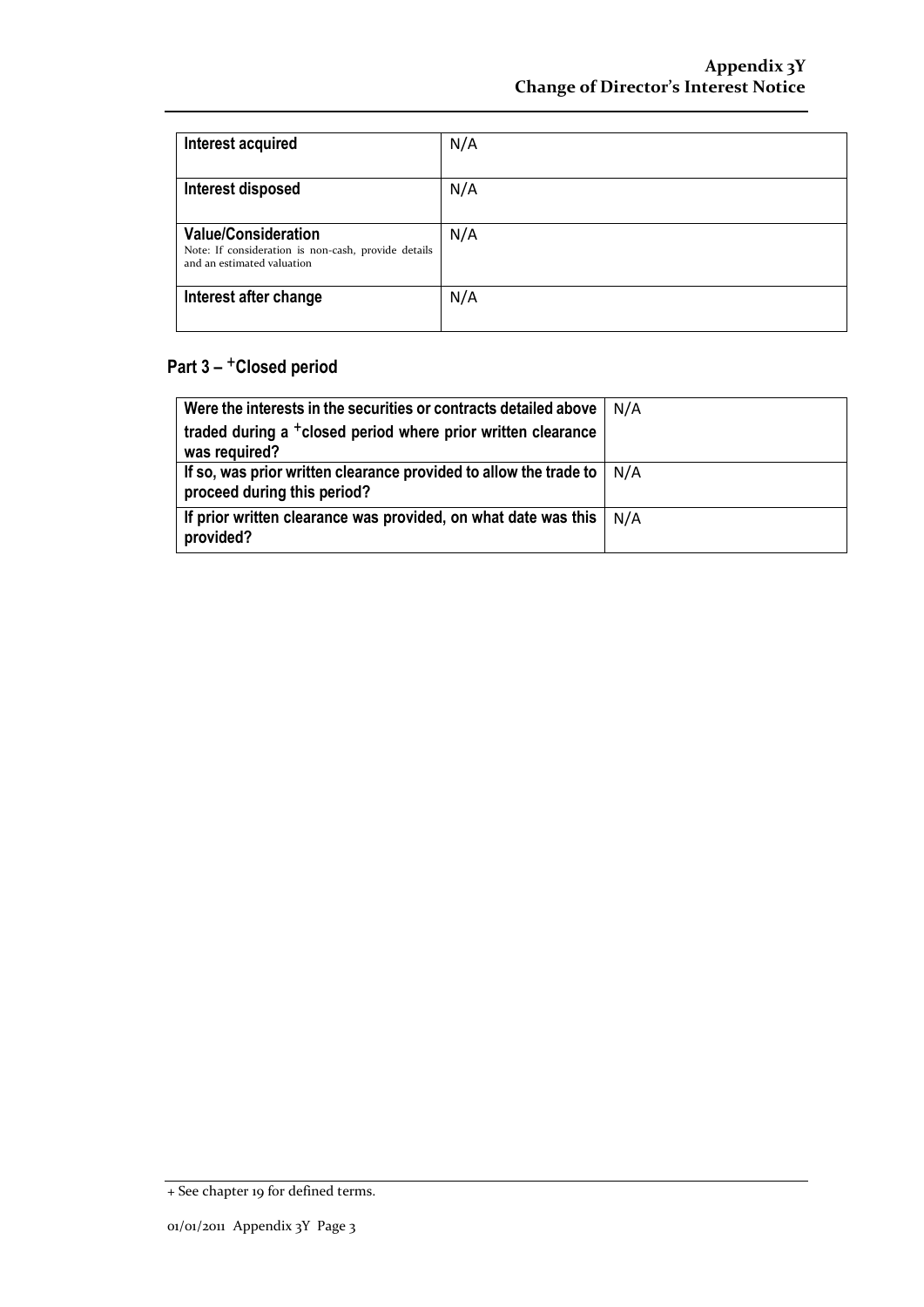| | |
|---|---|
| **Interest acquired** | N/A |
| **Interest disposed** | N/A |
| **Value/Consideration**<br>Note: If consideration is non-cash, provide details and an estimated valuation | N/A |
| **Interest after change** | N/A |

## Part 3 – +Closed period

| | |
|---|---|
| **Were the interests in the securities or contracts detailed above traded during a +closed period where prior written clearance was required?** | N/A |
| **If so, was prior written clearance provided to allow the trade to proceed during this period?** | N/A |
| **If prior written clearance was provided, on what date was this provided?** | N/A |

+ See chapter 19 for defined terms.